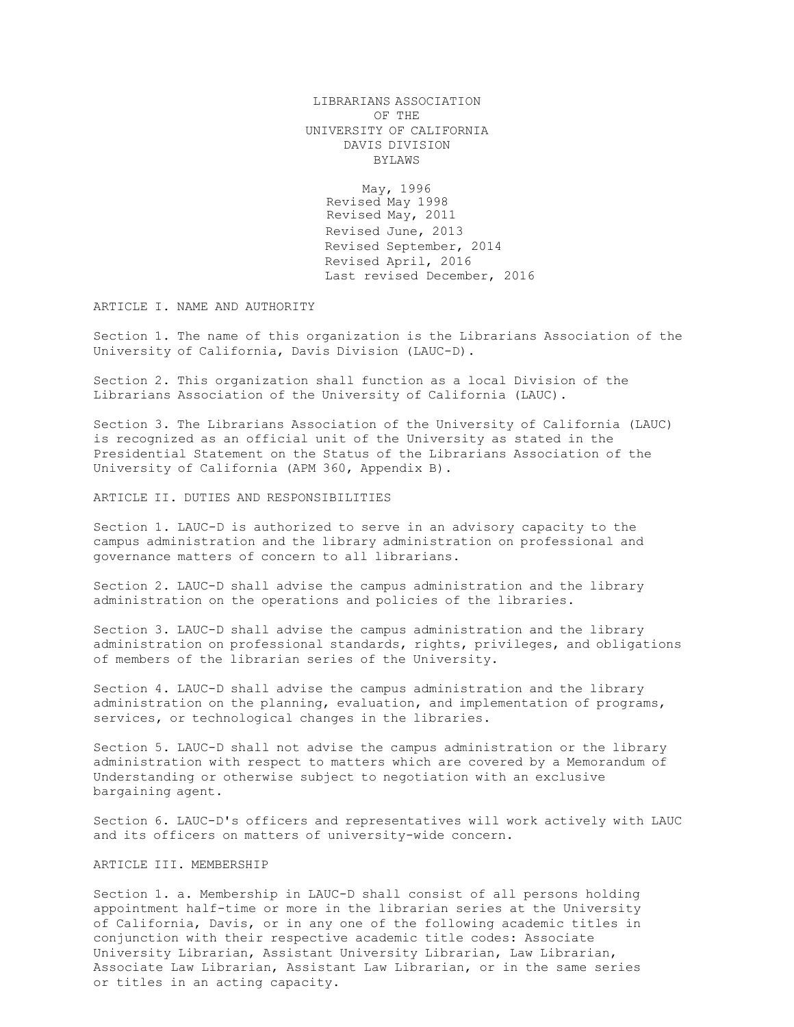# LIBRARIANS ASSOCIATION OF THE UNIVERSITY OF CALIFORNIA DAVIS DIVISION BYLAWS

May, 1996
Revised May 1998
Revised May, 2011
Revised June, 2013
Revised September, 2014
Revised April, 2016
Last revised December, 2016

## ARTICLE I. NAME AND AUTHORITY

Section 1. The name of this organization is the Librarians Association of the University of California, Davis Division (LAUC-D).

Section 2. This organization shall function as a local Division of the Librarians Association of the University of California (LAUC).

Section 3. The Librarians Association of the University of California (LAUC) is recognized as an official unit of the University as stated in the Presidential Statement on the Status of the Librarians Association of the University of California (APM 360, Appendix B).

## ARTICLE II. DUTIES AND RESPONSIBILITIES

Section 1. LAUC-D is authorized to serve in an advisory capacity to the campus administration and the library administration on professional and governance matters of concern to all librarians.

Section 2. LAUC-D shall advise the campus administration and the library administration on the operations and policies of the libraries.

Section 3. LAUC-D shall advise the campus administration and the library administration on professional standards, rights, privileges, and obligations of members of the librarian series of the University.

Section 4. LAUC-D shall advise the campus administration and the library administration on the planning, evaluation, and implementation of programs, services, or technological changes in the libraries.

Section 5. LAUC-D shall not advise the campus administration or the library administration with respect to matters which are covered by a Memorandum of Understanding or otherwise subject to negotiation with an exclusive bargaining agent.

Section 6. LAUC-D's officers and representatives will work actively with LAUC and its officers on matters of university-wide concern.

## ARTICLE III. MEMBERSHIP

Section 1. a. Membership in LAUC-D shall consist of all persons holding appointment half-time or more in the librarian series at the University of California, Davis, or in any one of the following academic titles in conjunction with their respective academic title codes: Associate University Librarian, Assistant University Librarian, Law Librarian, Associate Law Librarian, Assistant Law Librarian, or in the same series or titles in an acting capacity.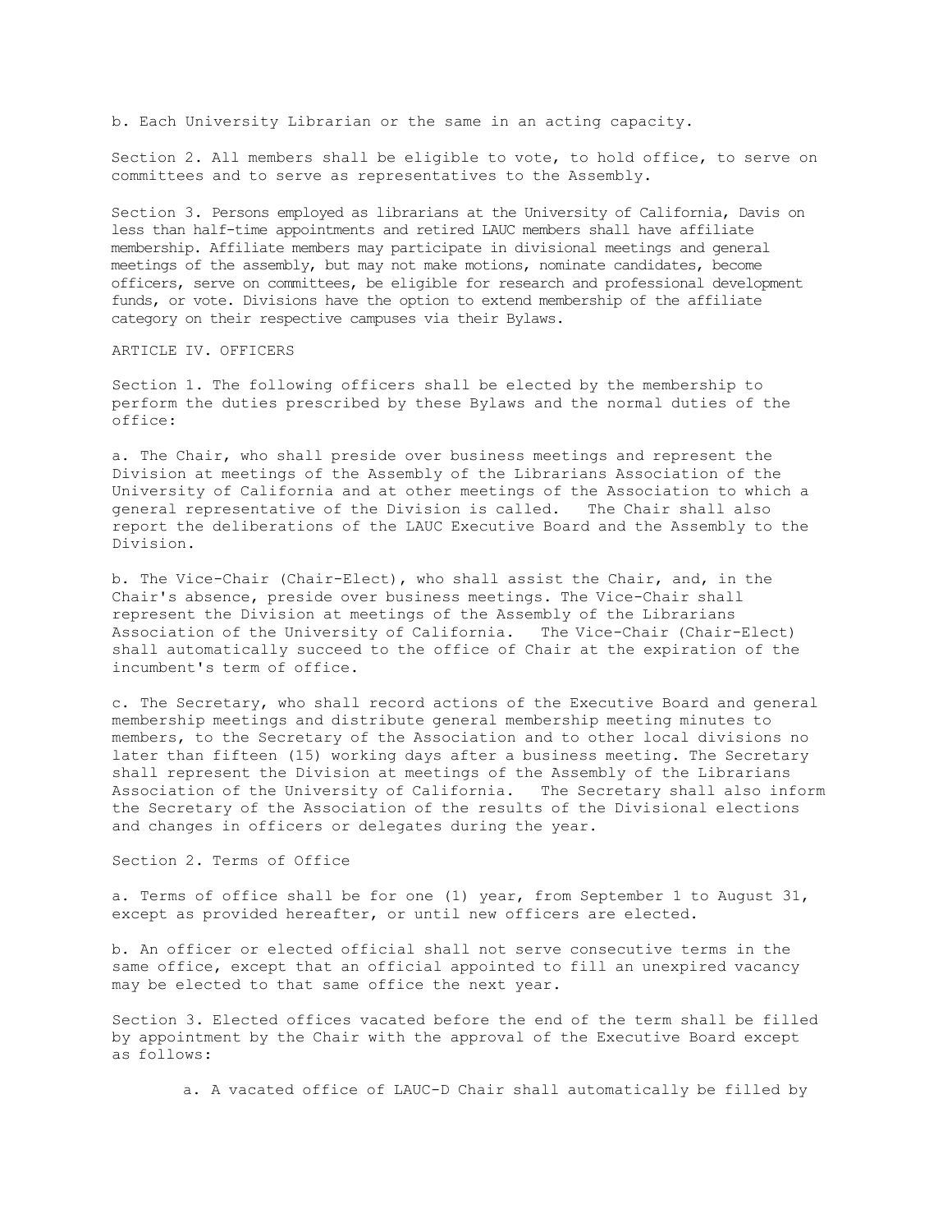b. Each University Librarian or the same in an acting capacity.

Section 2. All members shall be eligible to vote, to hold office, to serve on committees and to serve as representatives to the Assembly.

Section 3. Persons employed as librarians at the University of California, Davis on less than half-time appointments and retired LAUC members shall have affiliate membership. Affiliate members may participate in divisional meetings and general meetings of the assembly, but may not make motions, nominate candidates, become officers, serve on committees, be eligible for research and professional development funds, or vote. Divisions have the option to extend membership of the affiliate category on their respective campuses via their Bylaws.

## ARTICLE IV. OFFICERS

Section 1. The following officers shall be elected by the membership to perform the duties prescribed by these Bylaws and the normal duties of the office:

a. The Chair, who shall preside over business meetings and represent the Division at meetings of the Assembly of the Librarians Association of the University of California and at other meetings of the Association to which a general representative of the Division is called. The Chair shall also report the deliberations of the LAUC Executive Board and the Assembly to the Division.

b. The Vice-Chair (Chair-Elect), who shall assist the Chair, and, in the Chair's absence, preside over business meetings. The Vice-Chair shall represent the Division at meetings of the Assembly of the Librarians Association of the University of California. The Vice-Chair (Chair-Elect) shall automatically succeed to the office of Chair at the expiration of the incumbent's term of office.

c. The Secretary, who shall record actions of the Executive Board and general membership meetings and distribute general membership meeting minutes to members, to the Secretary of the Association and to other local divisions no later than fifteen (15) working days after a business meeting. The Secretary shall represent the Division at meetings of the Assembly of the Librarians Association of the University of California. The Secretary shall also inform the Secretary of the Association of the results of the Divisional elections and changes in officers or delegates during the year.

Section 2. Terms of Office

a. Terms of office shall be for one (1) year, from September 1 to August 31, except as provided hereafter, or until new officers are elected.

b. An officer or elected official shall not serve consecutive terms in the same office, except that an official appointed to fill an unexpired vacancy may be elected to that same office the next year.

Section 3. Elected offices vacated before the end of the term shall be filled by appointment by the Chair with the approval of the Executive Board except as follows:

a. A vacated office of LAUC-D Chair shall automatically be filled by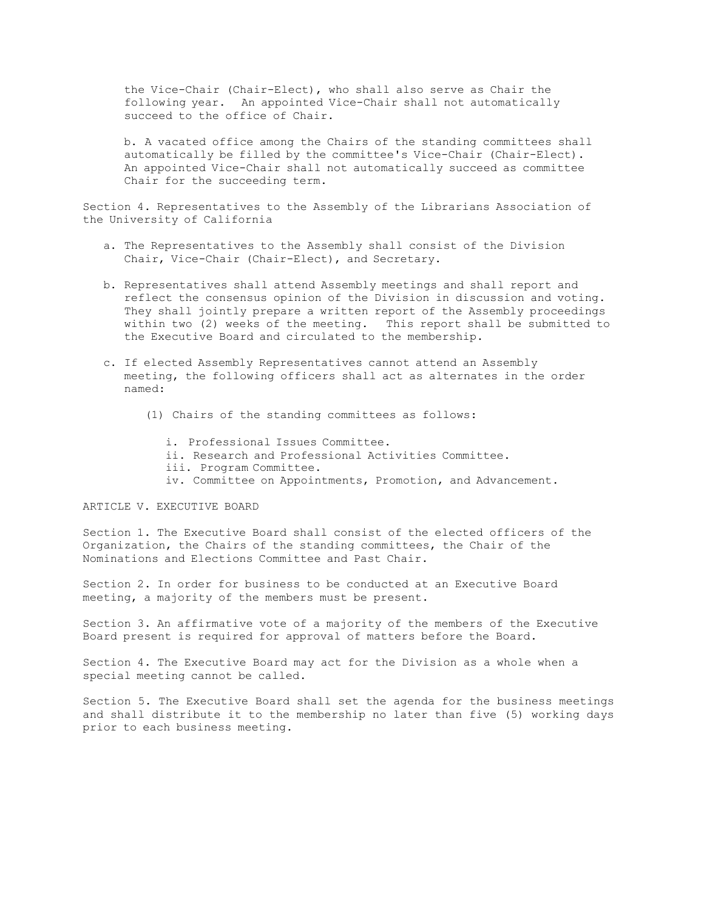the Vice-Chair (Chair-Elect), who shall also serve as Chair the following year. An appointed Vice-Chair shall not automatically succeed to the office of Chair.

b. A vacated office among the Chairs of the standing committees shall automatically be filled by the committee's Vice-Chair (Chair-Elect). An appointed Vice-Chair shall not automatically succeed as committee Chair for the succeeding term.

Section 4. Representatives to the Assembly of the Librarians Association of the University of California

a. The Representatives to the Assembly shall consist of the Division Chair, Vice-Chair (Chair-Elect), and Secretary.

b. Representatives shall attend Assembly meetings and shall report and reflect the consensus opinion of the Division in discussion and voting. They shall jointly prepare a written report of the Assembly proceedings within two (2) weeks of the meeting. This report shall be submitted to the Executive Board and circulated to the membership.

c. If elected Assembly Representatives cannot attend an Assembly meeting, the following officers shall act as alternates in the order named:

(1) Chairs of the standing committees as follows:

i. Professional Issues Committee.
ii. Research and Professional Activities Committee.
iii. Program Committee.
iv. Committee on Appointments, Promotion, and Advancement.

ARTICLE V. EXECUTIVE BOARD

Section 1. The Executive Board shall consist of the elected officers of the Organization, the Chairs of the standing committees, the Chair of the Nominations and Elections Committee and Past Chair.

Section 2. In order for business to be conducted at an Executive Board meeting, a majority of the members must be present.

Section 3. An affirmative vote of a majority of the members of the Executive Board present is required for approval of matters before the Board.

Section 4. The Executive Board may act for the Division as a whole when a special meeting cannot be called.

Section 5. The Executive Board shall set the agenda for the business meetings and shall distribute it to the membership no later than five (5) working days prior to each business meeting.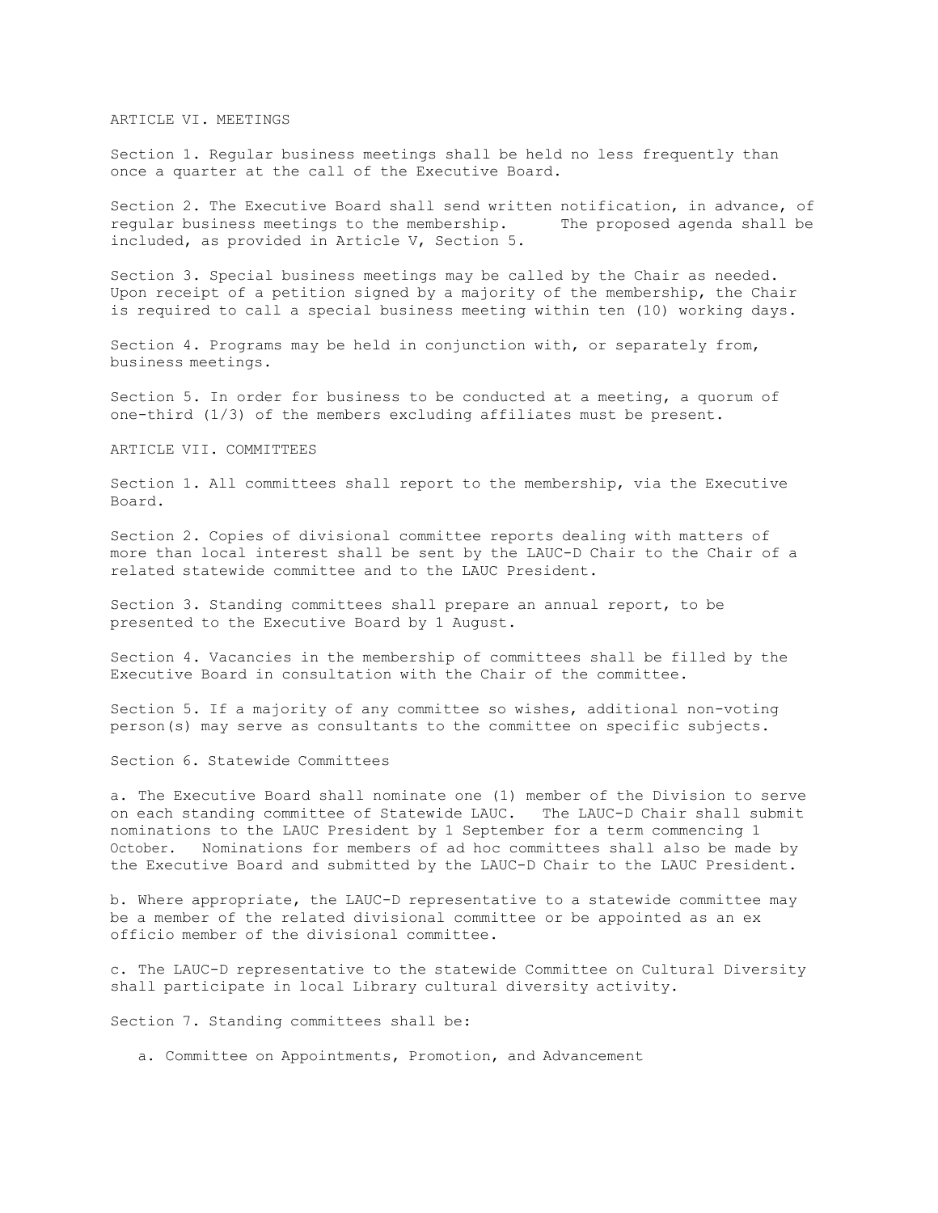## ARTICLE VI. MEETINGS

Section 1. Regular business meetings shall be held no less frequently than once a quarter at the call of the Executive Board.

Section 2. The Executive Board shall send written notification, in advance, of regular business meetings to the membership. The proposed agenda shall be included, as provided in Article V, Section 5.

Section 3. Special business meetings may be called by the Chair as needed. Upon receipt of a petition signed by a majority of the membership, the Chair is required to call a special business meeting within ten (10) working days.

Section 4. Programs may be held in conjunction with, or separately from, business meetings.

Section 5. In order for business to be conducted at a meeting, a quorum of one-third (1/3) of the members excluding affiliates must be present.

## ARTICLE VII. COMMITTEES

Section 1. All committees shall report to the membership, via the Executive Board.

Section 2. Copies of divisional committee reports dealing with matters of more than local interest shall be sent by the LAUC-D Chair to the Chair of a related statewide committee and to the LAUC President.

Section 3. Standing committees shall prepare an annual report, to be presented to the Executive Board by 1 August.

Section 4. Vacancies in the membership of committees shall be filled by the Executive Board in consultation with the Chair of the committee.

Section 5. If a majority of any committee so wishes, additional non-voting person(s) may serve as consultants to the committee on specific subjects.

Section 6. Statewide Committees

a. The Executive Board shall nominate one (1) member of the Division to serve on each standing committee of Statewide LAUC. The LAUC-D Chair shall submit nominations to the LAUC President by 1 September for a term commencing 1 October. Nominations for members of ad hoc committees shall also be made by the Executive Board and submitted by the LAUC-D Chair to the LAUC President.

b. Where appropriate, the LAUC-D representative to a statewide committee may be a member of the related divisional committee or be appointed as an ex officio member of the divisional committee.

c. The LAUC-D representative to the statewide Committee on Cultural Diversity shall participate in local Library cultural diversity activity.

Section 7. Standing committees shall be:

a. Committee on Appointments, Promotion, and Advancement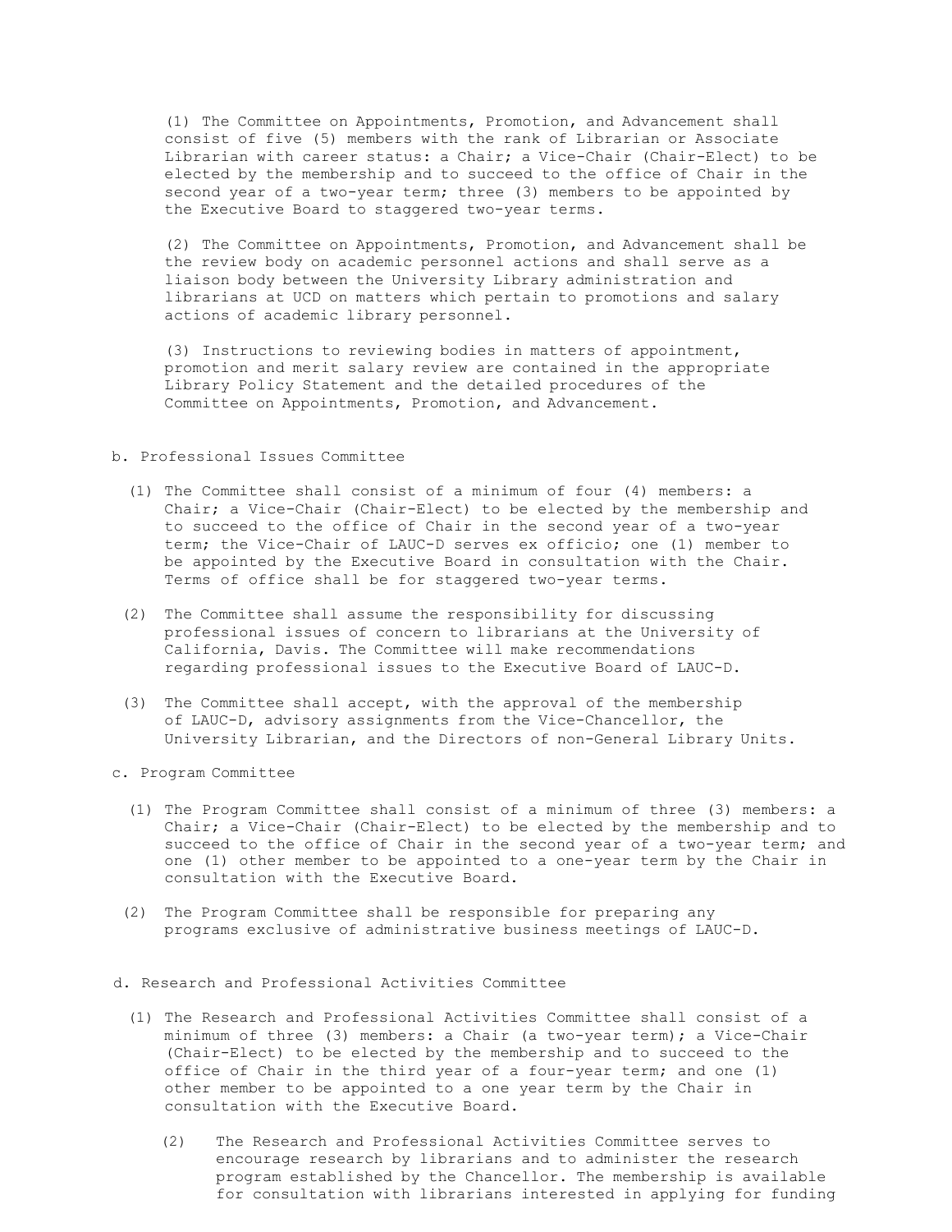(1) The Committee on Appointments, Promotion, and Advancement shall consist of five (5) members with the rank of Librarian or Associate Librarian with career status: a Chair; a Vice-Chair (Chair-Elect) to be elected by the membership and to succeed to the office of Chair in the second year of a two-year term; three (3) members to be appointed by the Executive Board to staggered two-year terms.

(2) The Committee on Appointments, Promotion, and Advancement shall be the review body on academic personnel actions and shall serve as a liaison body between the University Library administration and librarians at UCD on matters which pertain to promotions and salary actions of academic library personnel.

(3) Instructions to reviewing bodies in matters of appointment, promotion and merit salary review are contained in the appropriate Library Policy Statement and the detailed procedures of the Committee on Appointments, Promotion, and Advancement.

b. Professional Issues Committee

(1) The Committee shall consist of a minimum of four (4) members: a Chair; a Vice-Chair (Chair-Elect) to be elected by the membership and to succeed to the office of Chair in the second year of a two-year term; the Vice-Chair of LAUC-D serves ex officio; one (1) member to be appointed by the Executive Board in consultation with the Chair. Terms of office shall be for staggered two-year terms.

(2) The Committee shall assume the responsibility for discussing professional issues of concern to librarians at the University of California, Davis. The Committee will make recommendations regarding professional issues to the Executive Board of LAUC-D.

(3) The Committee shall accept, with the approval of the membership of LAUC-D, advisory assignments from the Vice-Chancellor, the University Librarian, and the Directors of non-General Library Units.

c. Program Committee

(1) The Program Committee shall consist of a minimum of three (3) members: a Chair; a Vice-Chair (Chair-Elect) to be elected by the membership and to succeed to the office of Chair in the second year of a two-year term; and one (1) other member to be appointed to a one-year term by the Chair in consultation with the Executive Board.

(2) The Program Committee shall be responsible for preparing any programs exclusive of administrative business meetings of LAUC-D.

d. Research and Professional Activities Committee

(1) The Research and Professional Activities Committee shall consist of a minimum of three (3) members: a Chair (a two-year term); a Vice-Chair (Chair-Elect) to be elected by the membership and to succeed to the office of Chair in the third year of a four-year term; and one (1) other member to be appointed to a one year term by the Chair in consultation with the Executive Board.

(2) The Research and Professional Activities Committee serves to encourage research by librarians and to administer the research program established by the Chancellor. The membership is available for consultation with librarians interested in applying for funding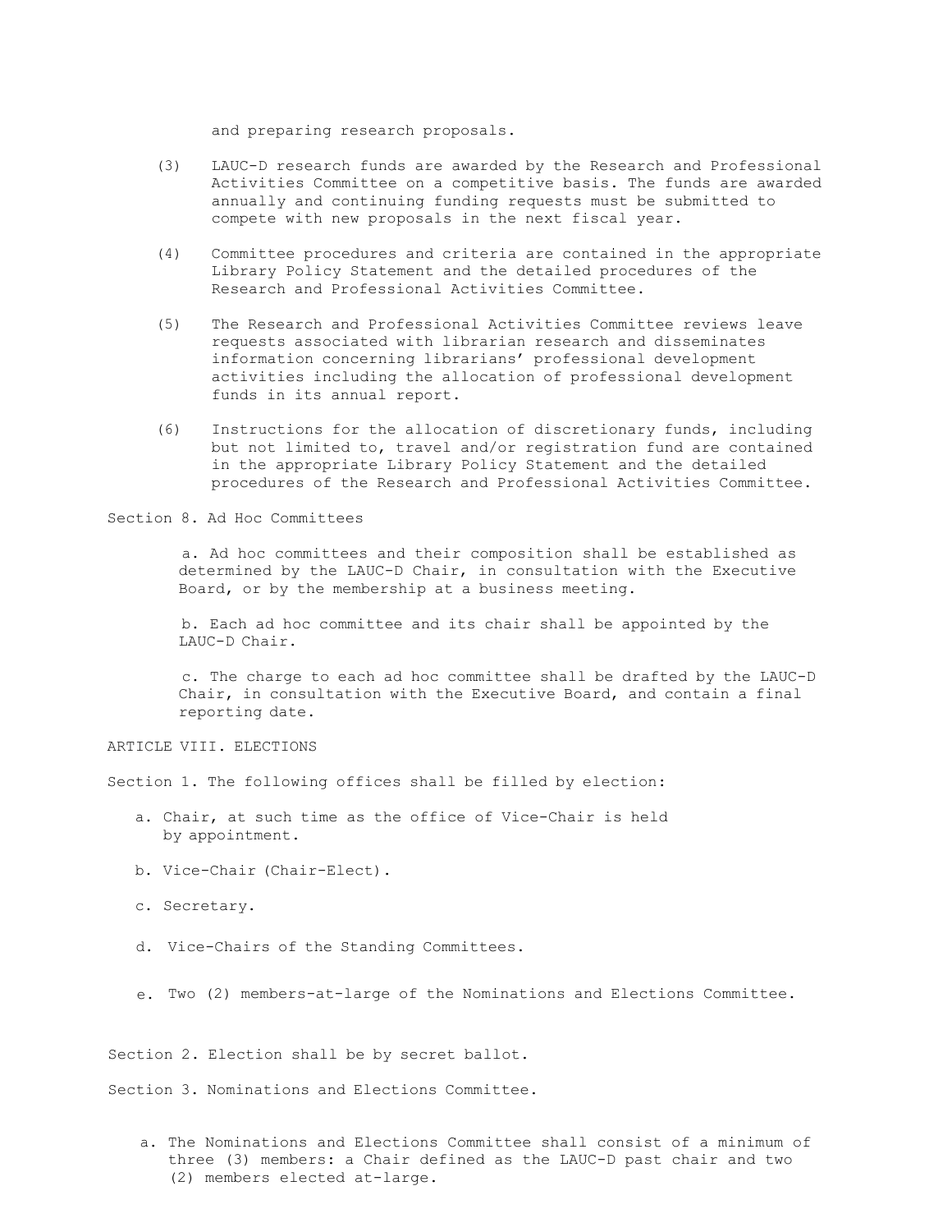and preparing research proposals.

(3) LAUC-D research funds are awarded by the Research and Professional Activities Committee on a competitive basis. The funds are awarded annually and continuing funding requests must be submitted to compete with new proposals in the next fiscal year.

(4) Committee procedures and criteria are contained in the appropriate Library Policy Statement and the detailed procedures of the Research and Professional Activities Committee.

(5) The Research and Professional Activities Committee reviews leave requests associated with librarian research and disseminates information concerning librarians' professional development activities including the allocation of professional development funds in its annual report.

(6) Instructions for the allocation of discretionary funds, including but not limited to, travel and/or registration fund are contained in the appropriate Library Policy Statement and the detailed procedures of the Research and Professional Activities Committee.

Section 8. Ad Hoc Committees

a. Ad hoc committees and their composition shall be established as determined by the LAUC-D Chair, in consultation with the Executive Board, or by the membership at a business meeting.

b. Each ad hoc committee and its chair shall be appointed by the LAUC-D Chair.

c. The charge to each ad hoc committee shall be drafted by the LAUC-D Chair, in consultation with the Executive Board, and contain a final reporting date.

ARTICLE VIII. ELECTIONS

Section 1. The following offices shall be filled by election:

a. Chair, at such time as the office of Vice-Chair is held by appointment.

b. Vice-Chair (Chair-Elect).

c. Secretary.

d. Vice-Chairs of the Standing Committees.

e. Two (2) members-at-large of the Nominations and Elections Committee.

Section 2. Election shall be by secret ballot.

Section 3. Nominations and Elections Committee.

a. The Nominations and Elections Committee shall consist of a minimum of three (3) members: a Chair defined as the LAUC-D past chair and two (2) members elected at-large.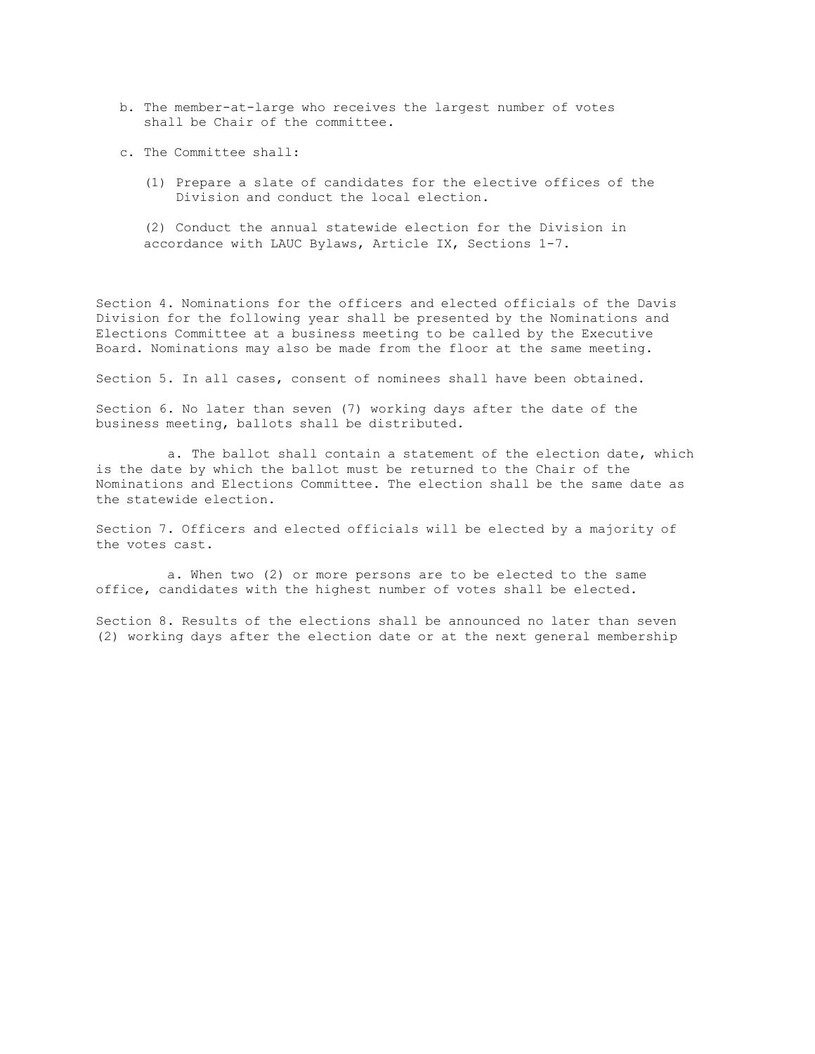b. The member-at-large who receives the largest number of votes shall be Chair of the committee.

c. The Committee shall:

(1) Prepare a slate of candidates for the elective offices of the Division and conduct the local election.

(2) Conduct the annual statewide election for the Division in accordance with LAUC Bylaws, Article IX, Sections 1-7.

Section 4. Nominations for the officers and elected officials of the Davis Division for the following year shall be presented by the Nominations and Elections Committee at a business meeting to be called by the Executive Board. Nominations may also be made from the floor at the same meeting.

Section 5. In all cases, consent of nominees shall have been obtained.

Section 6. No later than seven (7) working days after the date of the business meeting, ballots shall be distributed.

a. The ballot shall contain a statement of the election date, which is the date by which the ballot must be returned to the Chair of the Nominations and Elections Committee. The election shall be the same date as the statewide election.

Section 7. Officers and elected officials will be elected by a majority of the votes cast.

a. When two (2) or more persons are to be elected to the same office, candidates with the highest number of votes shall be elected.

Section 8. Results of the elections shall be announced no later than seven (2) working days after the election date or at the next general membership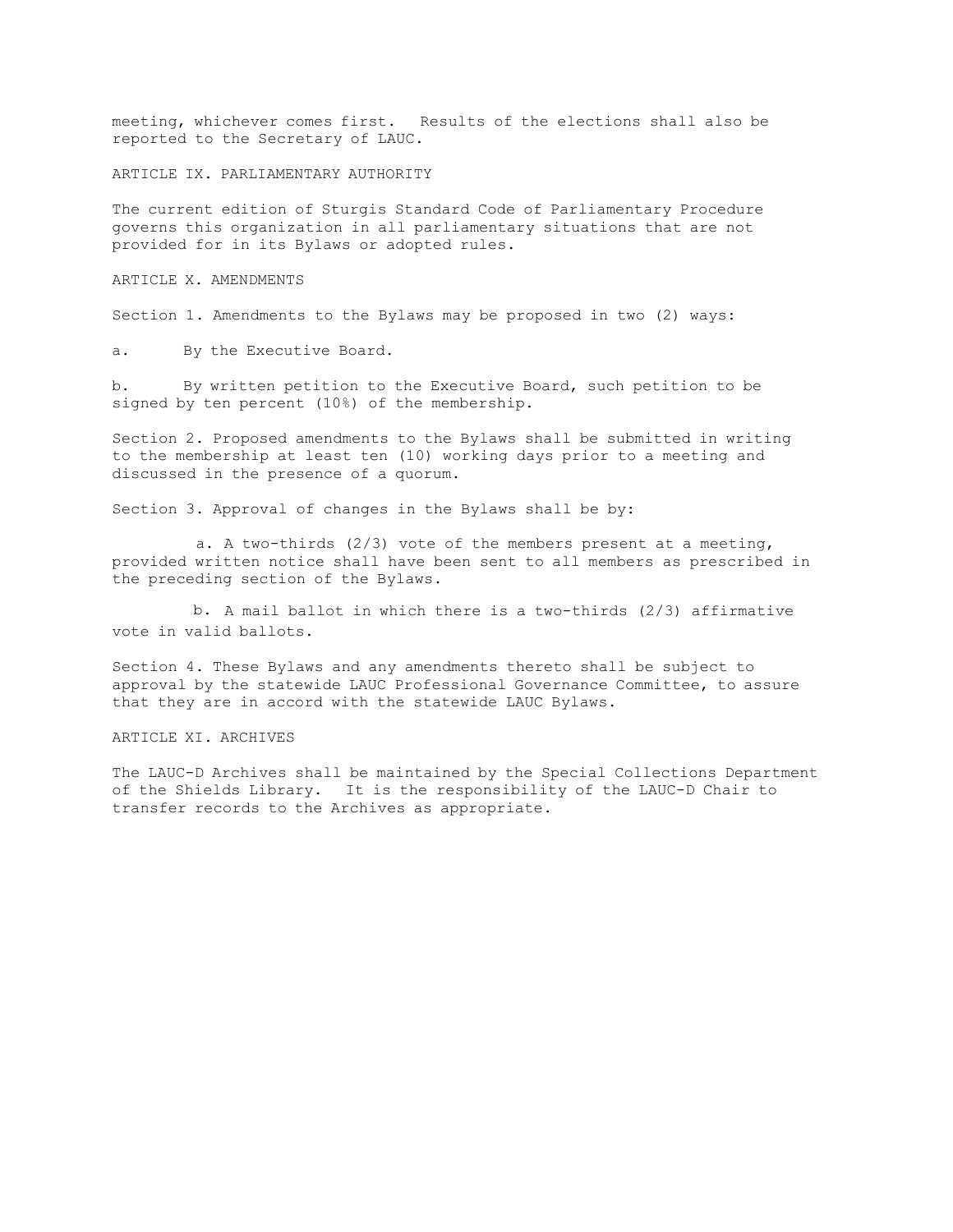meeting, whichever comes first. Results of the elections shall also be reported to the Secretary of LAUC.

## ARTICLE IX. PARLIAMENTARY AUTHORITY

The current edition of Sturgis Standard Code of Parliamentary Procedure governs this organization in all parliamentary situations that are not provided for in its Bylaws or adopted rules.

## ARTICLE X. AMENDMENTS

Section 1. Amendments to the Bylaws may be proposed in two (2) ways:

a. By the Executive Board.

b. By written petition to the Executive Board, such petition to be signed by ten percent (10%) of the membership.

Section 2. Proposed amendments to the Bylaws shall be submitted in writing to the membership at least ten (10) working days prior to a meeting and discussed in the presence of a quorum.

Section 3. Approval of changes in the Bylaws shall be by:

a. A two-thirds (2/3) vote of the members present at a meeting, provided written notice shall have been sent to all members as prescribed in the preceding section of the Bylaws.

b. A mail ballot in which there is a two-thirds (2/3) affirmative vote in valid ballots.

Section 4. These Bylaws and any amendments thereto shall be subject to approval by the statewide LAUC Professional Governance Committee, to assure that they are in accord with the statewide LAUC Bylaws.

## ARTICLE XI. ARCHIVES

The LAUC-D Archives shall be maintained by the Special Collections Department of the Shields Library. It is the responsibility of the LAUC-D Chair to transfer records to the Archives as appropriate.